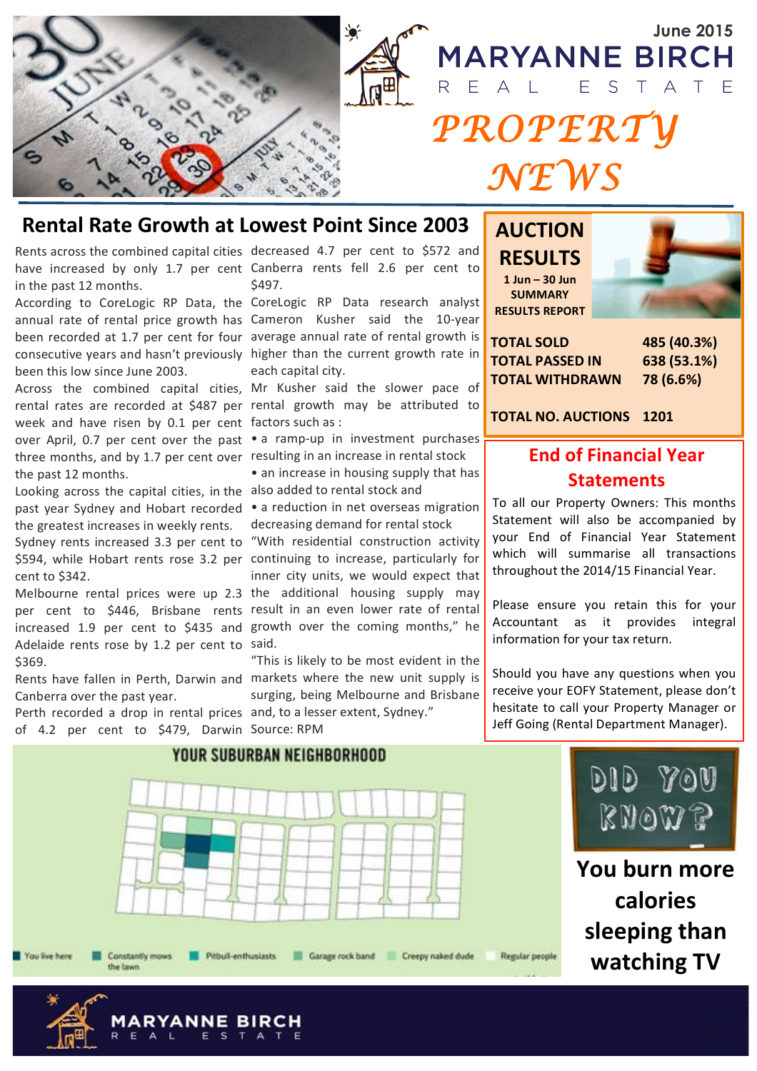June 2015

# MARYANNE BIRCH REAL ESTATE

# PROPERTY NEWS

## Rental Rate Growth at Lowest Point Since 2003

Rents across the combined capital cities have increased by only 1.7 per cent in the past 12 months.

According to CoreLogic RP Data, the annual rate of rental price growth has been recorded at 1.7 per cent for four consecutive years and hasn't previously been this low since June 2003.

Across the combined capital cities, rental rates are recorded at $487 per week and have risen by 0.1 per cent over April, 0.7 per cent over the past three months, and by 1.7 per cent over the past 12 months.

Looking across the capital cities, in the past year Sydney and Hobart recorded the greatest increases in weekly rents. Sydney rents increased 3.3 per cent to $594, while Hobart rents rose 3.2 per cent to $342.

Melbourne rental prices were up 2.3 per cent to $446, Brisbane rents increased 1.9 per cent to $435 and Adelaide rents rose by 1.2 per cent to $369.

Rents have fallen in Perth, Darwin and Canberra over the past year.

Perth recorded a drop in rental prices of 4.2 per cent to $479, Darwin decreased 4.7 per cent to $572 and Canberra rents fell 2.6 per cent to $497.

CoreLogic RP Data research analyst Cameron Kusher said the 10-year average annual rate of rental growth is higher than the current growth rate in each capital city.

Mr Kusher said the slower pace of rental growth may be attributed to factors such as :

- a ramp-up in investment purchases resulting in an increase in rental stock
- an increase in housing supply that has also added to rental stock and
- a reduction in net overseas migration decreasing demand for rental stock

"With residential construction activity continuing to increase, particularly for inner city units, we would expect that the additional housing supply may result in an even lower rate of rental growth over the coming months," he said.

"This is likely to be most evident in the markets where the new unit supply is surging, being Melbourne and Brisbane and, to a lesser extent, Sydney."

Source: RPM

## AUCTION RESULTS

**1 Jun – 30 Jun SUMMARY RESULTS REPORT**

| | |
|---|---|
| TOTAL SOLD | 485 (40.3%) |
| TOTAL PASSED IN | 638 (53.1%) |
| TOTAL WITHDRAWN | 78 (6.6%) |
| TOTAL NO. AUCTIONS | 1201 |

## End of Financial Year Statements

To all our Property Owners: This months Statement will also be accompanied by your End of Financial Year Statement which will summarise all transactions throughout the 2014/15 Financial Year.

Please ensure you retain this for your Accountant as it provides integral information for your tax return.

Should you have any questions when you receive your EOFY Statement, please don't hesitate to call your Property Manager or Jeff Going (Rental Department Manager).

## YOUR SUBURBAN NEIGHBORHOOD

You live here · Constantly mows the lawn · Pitbull-enthusiasts · Garage rock band · Creepy naked dude · Regular people

## DID YOU KNOW?

**You burn more calories sleeping than watching TV**

MARYANNE BIRCH REAL ESTATE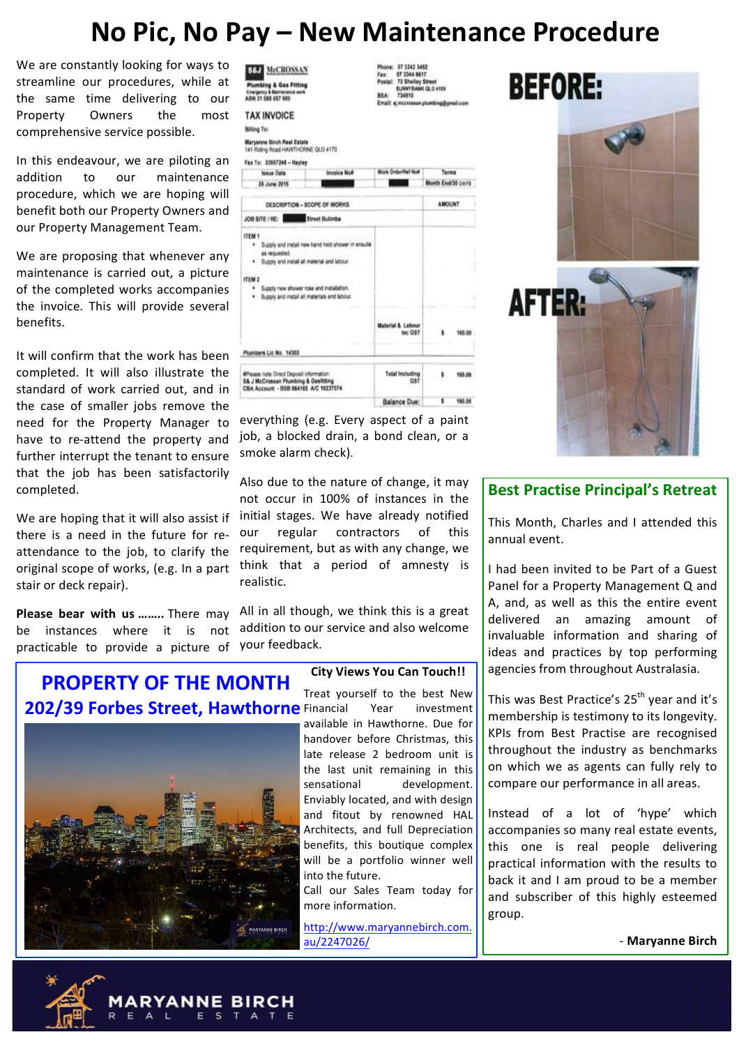# No Pic, No Pay – New Maintenance Procedure

We are constantly looking for ways to streamline our procedures, while at the same time delivering to our Property Owners the most comprehensive service possible.

In this endeavour, we are piloting an addition to our maintenance procedure, which we are hoping will benefit both our Property Owners and our Property Management Team.

We are proposing that whenever any maintenance is carried out, a picture of the completed works accompanies the invoice. This will provide several benefits.

It will confirm that the work has been completed. It will also illustrate the standard of work carried out, and in the case of smaller jobs remove the need for the Property Manager to have to re-attend the property and further interrupt the tenant to ensure that the job has been satisfactorily completed.

We are hoping that it will also assist if there is a need in the future for re-attendance to the job, to clarify the original scope of works, (e.g. In a part stair or deck repair).

**Please bear with us ……..** There may be instances where it is not practicable to provide a picture of everything (e.g. Every aspect of a paint job, a blocked drain, a bond clean, or a smoke alarm check).

Also due to the nature of change, it may not occur in 100% of instances in the initial stages. We have already notified our regular contractors of this requirement, but as with any change, we think that a period of amnesty is realistic.

All in all though, we think this is a great addition to our service and also welcome your feedback.

BEFORE:

AFTER:

## PROPERTY OF THE MONTH
## 202/39 Forbes Street, Hawthorne

### City Views You Can Touch!!

Treat yourself to the best New Financial Year investment available in Hawthorne. Due for handover before Christmas, this late release 2 bedroom unit is the last unit remaining in this sensational development. Enviably located, and with design and fitout by renowned HAL Architects, and full Depreciation benefits, this boutique complex will be a portfolio winner well into the future.

Call our Sales Team today for more information.

http://www.maryannebirch.com.au/2247026/

## Best Practise Principal's Retreat

This Month, Charles and I attended this annual event.

I had been invited to be Part of a Guest Panel for a Property Management Q and A, and, as well as this the entire event delivered an amazing amount of invaluable information and sharing of ideas and practices by top performing agencies from throughout Australasia.

This was Best Practice's 25th year and it's membership is testimony to its longevity. KPIs from Best Practise are recognised throughout the industry as benchmarks on which we as agents can fully rely to compare our performance in all areas.

Instead of a lot of 'hype' which accompanies so many real estate events, this one is real people delivering practical information with the results to back it and I am proud to be a member and subscriber of this highly esteemed group.

\- **Maryanne Birch**

MARYANNE BIRCH REAL ESTATE